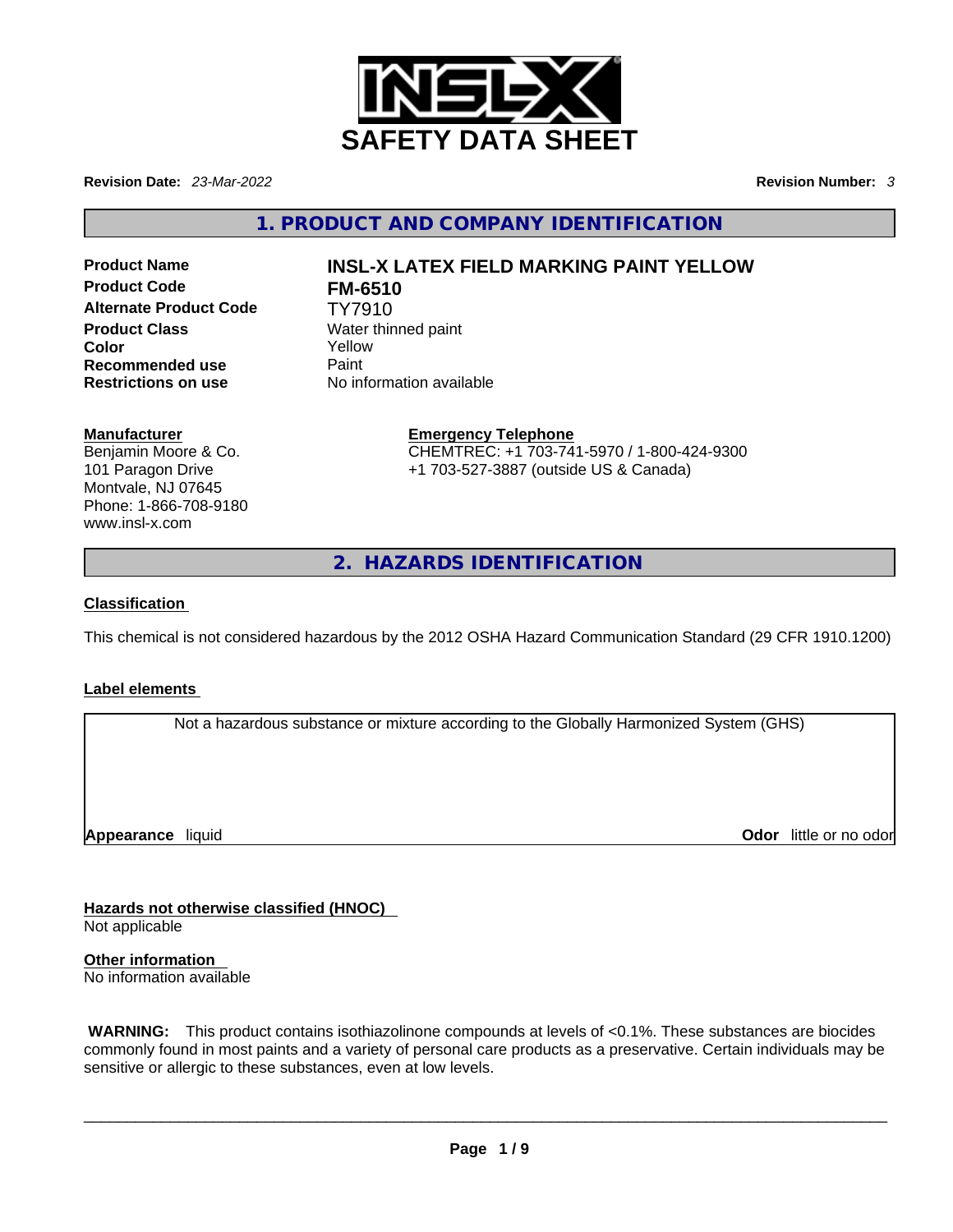# SAFETY DATA SHEET

**Revision Date:** *23-Mar-2022* **Revision Number:** *3*

## 1. PRODUCT AND COMPANY IDENTIFICATION

| | |
|---|---|
| **Product Name** | **INSL-X LATEX FIELD MARKING PAINT YELLOW** |
| **Product Code** | **FM-6510** |
| **Alternate Product Code** | TY7910 |
| **Product Class** | Water thinned paint |
| **Color** | Yellow |
| **Recommended use** | Paint |
| **Restrictions on use** | No information available |

**Manufacturer**
Benjamin Moore & Co.
101 Paragon Drive
Montvale, NJ 07645
Phone: 1-866-708-9180
www.insl-x.com

**Emergency Telephone**
CHEMTREC: +1 703-741-5970 / 1-800-424-9300
+1 703-527-3887 (outside US & Canada)

## 2. HAZARDS IDENTIFICATION

**Classification**

This chemical is not considered hazardous by the 2012 OSHA Hazard Communication Standard (29 CFR 1910.1200)

**Label elements**

Not a hazardous substance or mixture according to the Globally Harmonized System (GHS)

**Appearance** liquid **Odor** little or no odor

**Hazards not otherwise classified (HNOC)**
Not applicable

**Other information**
No information available

**WARNING:** This product contains isothiazolinone compounds at levels of <0.1%. These substances are biocides commonly found in most paints and a variety of personal care products as a preservative. Certain individuals may be sensitive or allergic to these substances, even at low levels.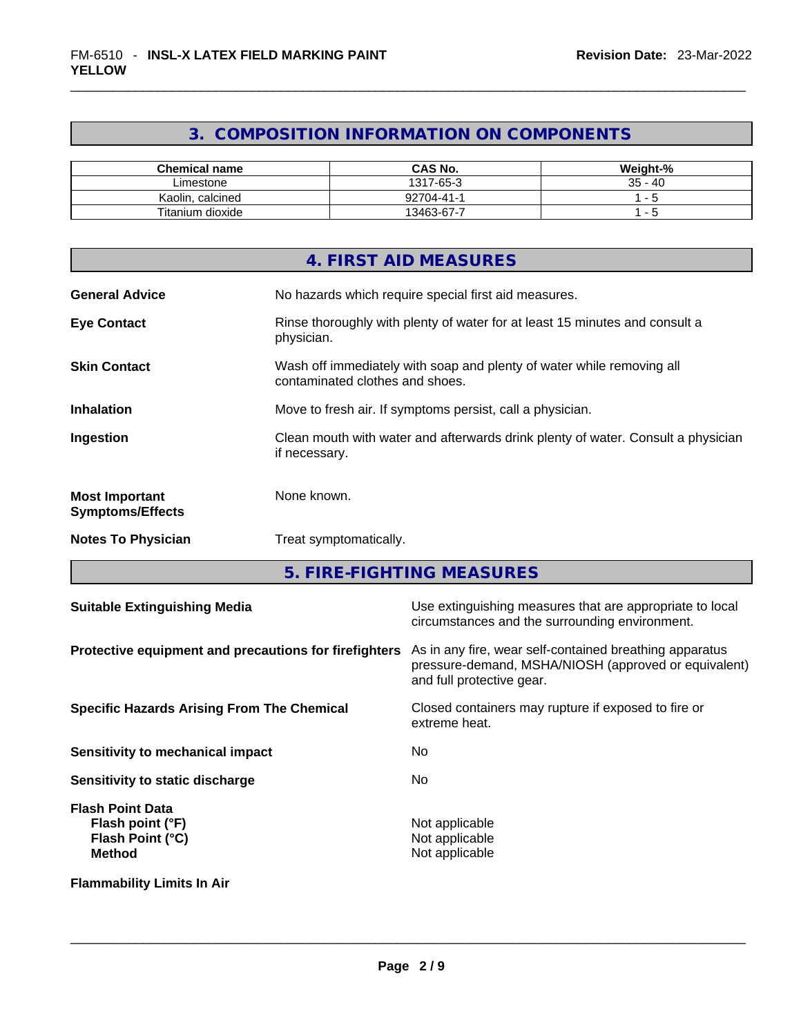## 3. COMPOSITION INFORMATION ON COMPONENTS

| Chemical name | CAS No. | Weight-% |
|---|---|---|
| Limestone | 1317-65-3 | 35 - 40 |
| Kaolin, calcined | 92704-41-1 | 1 - 5 |
| Titanium dioxide | 13463-67-7 | 1 - 5 |

## 4. FIRST AID MEASURES

**General Advice** No hazards which require special first aid measures.

**Eye Contact** Rinse thoroughly with plenty of water for at least 15 minutes and consult a physician.

**Skin Contact** Wash off immediately with soap and plenty of water while removing all contaminated clothes and shoes.

**Inhalation** Move to fresh air. If symptoms persist, call a physician.

**Ingestion** Clean mouth with water and afterwards drink plenty of water. Consult a physician if necessary.

**Most Important Symptoms/Effects** None known.

**Notes To Physician** Treat symptomatically.

## 5. FIRE-FIGHTING MEASURES

**Suitable Extinguishing Media** Use extinguishing measures that are appropriate to local circumstances and the surrounding environment.

**Protective equipment and precautions for firefighters** As in any fire, wear self-contained breathing apparatus pressure-demand, MSHA/NIOSH (approved or equivalent) and full protective gear.

**Specific Hazards Arising From The Chemical** Closed containers may rupture if exposed to fire or extreme heat.

**Sensitivity to mechanical impact** No

**Sensitivity to static discharge** No

**Flash Point Data**
**Flash point (°F)** Not applicable
**Flash Point (°C)** Not applicable
**Method** Not applicable

**Flammability Limits In Air**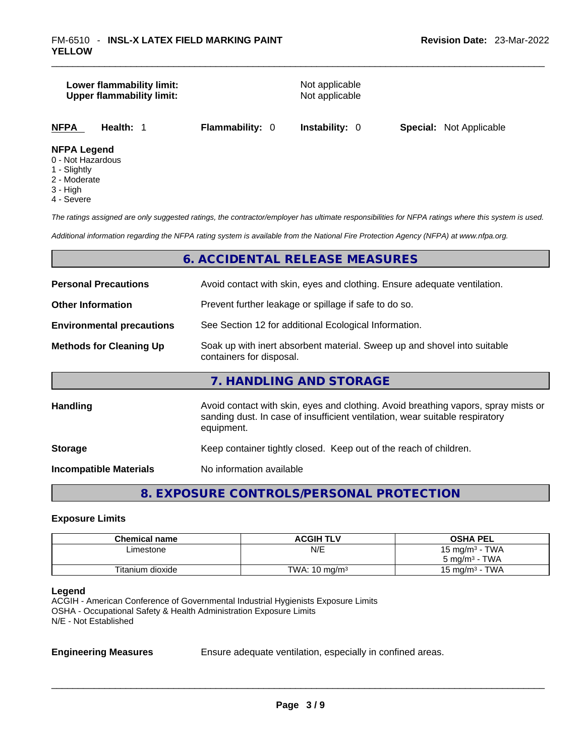**Lower flammability limit:** Not applicable
**Upper flammability limit:** Not applicable

| NFPA | Health: 1 | Flammability: 0 | Instability: 0 | Special: Not Applicable |
|---|---|---|---|---|

**NFPA Legend**
0 - Not Hazardous
1 - Slightly
2 - Moderate
3 - High
4 - Severe

*The ratings assigned are only suggested ratings, the contractor/employer has ultimate responsibilities for NFPA ratings where this system is used.*

*Additional information regarding the NFPA rating system is available from the National Fire Protection Agency (NFPA) at www.nfpa.org.*

## 6. ACCIDENTAL RELEASE MEASURES

**Personal Precautions** Avoid contact with skin, eyes and clothing. Ensure adequate ventilation.

**Other Information** Prevent further leakage or spillage if safe to do so.

**Environmental precautions** See Section 12 for additional Ecological Information.

**Methods for Cleaning Up** Soak up with inert absorbent material. Sweep up and shovel into suitable containers for disposal.

## 7. HANDLING AND STORAGE

**Handling** Avoid contact with skin, eyes and clothing. Avoid breathing vapors, spray mists or sanding dust. In case of insufficient ventilation, wear suitable respiratory equipment.

**Storage** Keep container tightly closed. Keep out of the reach of children.

**Incompatible Materials** No information available

## 8. EXPOSURE CONTROLS/PERSONAL PROTECTION

### Exposure Limits

| Chemical name | ACGIH TLV | OSHA PEL |
|---|---|---|
| Limestone | N/E | 15 mg/m³ - TWA<br>5 mg/m³ - TWA |
| Titanium dioxide | TWA: 10 mg/m³ | 15 mg/m³ - TWA |

**Legend**
ACGIH - American Conference of Governmental Industrial Hygienists Exposure Limits
OSHA - Occupational Safety & Health Administration Exposure Limits
N/E - Not Established

**Engineering Measures** Ensure adequate ventilation, especially in confined areas.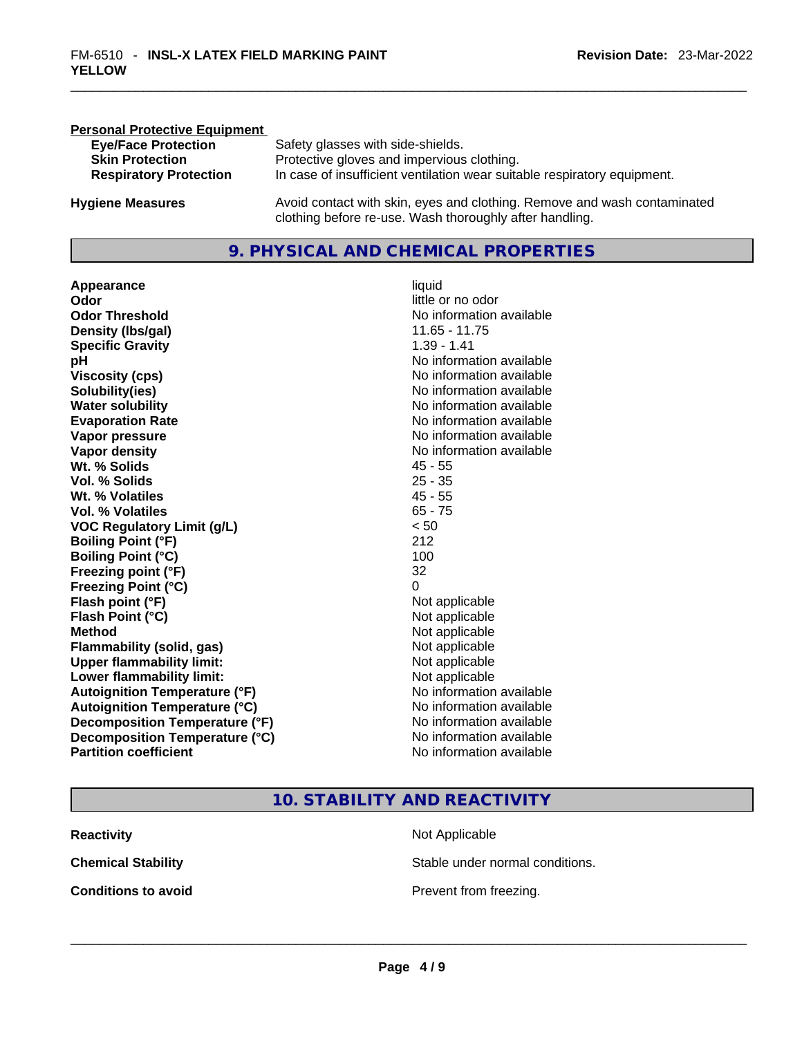**Personal Protective Equipment**

| | |
|---|---|
| **Eye/Face Protection** | Safety glasses with side-shields. |
| **Skin Protection** | Protective gloves and impervious clothing. |
| **Respiratory Protection** | In case of insufficient ventilation wear suitable respiratory equipment. |

| | |
|---|---|
| **Hygiene Measures** | Avoid contact with skin, eyes and clothing. Remove and wash contaminated clothing before re-use. Wash thoroughly after handling. |

## 9. PHYSICAL AND CHEMICAL PROPERTIES

| | |
|---|---|
| **Appearance** | liquid |
| **Odor** | little or no odor |
| **Odor Threshold** | No information available |
| **Density (lbs/gal)** | 11.65 - 11.75 |
| **Specific Gravity** | 1.39 - 1.41 |
| **pH** | No information available |
| **Viscosity (cps)** | No information available |
| **Solubility(ies)** | No information available |
| **Water solubility** | No information available |
| **Evaporation Rate** | No information available |
| **Vapor pressure** | No information available |
| **Vapor density** | No information available |
| **Wt. % Solids** | 45 - 55 |
| **Vol. % Solids** | 25 - 35 |
| **Wt. % Volatiles** | 45 - 55 |
| **Vol. % Volatiles** | 65 - 75 |
| **VOC Regulatory Limit (g/L)** | < 50 |
| **Boiling Point (°F)** | 212 |
| **Boiling Point (°C)** | 100 |
| **Freezing point (°F)** | 32 |
| **Freezing Point (°C)** | 0 |
| **Flash point (°F)** | Not applicable |
| **Flash Point (°C)** | Not applicable |
| **Method** | Not applicable |
| **Flammability (solid, gas)** | Not applicable |
| **Upper flammability limit:** | Not applicable |
| **Lower flammability limit:** | Not applicable |
| **Autoignition Temperature (°F)** | No information available |
| **Autoignition Temperature (°C)** | No information available |
| **Decomposition Temperature (°F)** | No information available |
| **Decomposition Temperature (°C)** | No information available |
| **Partition coefficient** | No information available |

## 10. STABILITY AND REACTIVITY

| | |
|---|---|
| **Reactivity** | Not Applicable |
| **Chemical Stability** | Stable under normal conditions. |
| **Conditions to avoid** | Prevent from freezing. |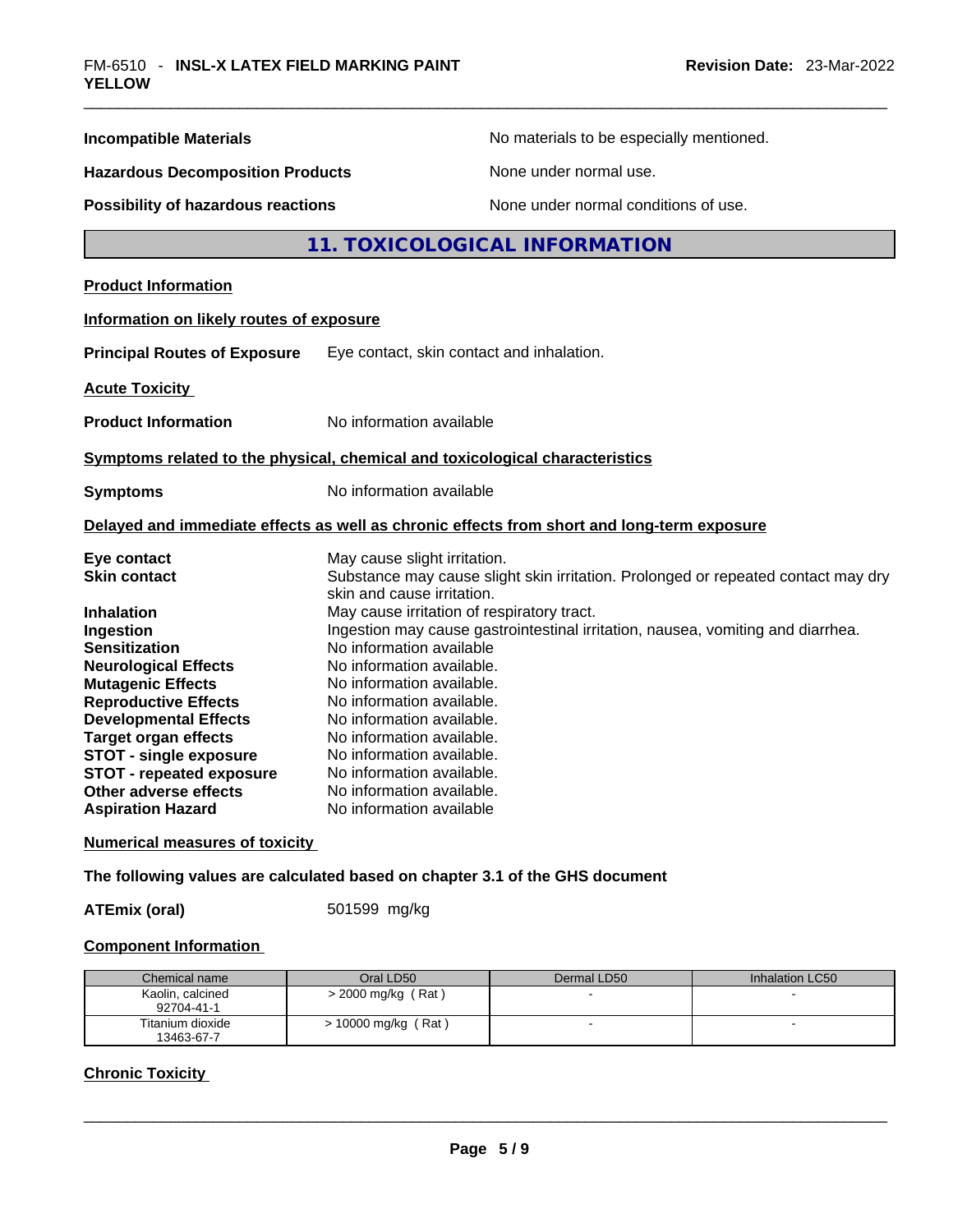**Incompatible Materials** No materials to be especially mentioned.

**Hazardous Decomposition Products** None under normal use.

**Possibility of hazardous reactions** None under normal conditions of use.

## 11. TOXICOLOGICAL INFORMATION

**Product Information**

**Information on likely routes of exposure**

**Principal Routes of Exposure** Eye contact, skin contact and inhalation.

**Acute Toxicity**

**Product Information** No information available

**Symptoms related to the physical, chemical and toxicological characteristics**

**Symptoms** No information available

**Delayed and immediate effects as well as chronic effects from short and long-term exposure**

**Eye contact** May cause slight irritation.
**Skin contact** Substance may cause slight skin irritation. Prolonged or repeated contact may dry skin and cause irritation.
**Inhalation** May cause irritation of respiratory tract.
**Ingestion** Ingestion may cause gastrointestinal irritation, nausea, vomiting and diarrhea.
**Sensitization** No information available
**Neurological Effects** No information available.
**Mutagenic Effects** No information available.
**Reproductive Effects** No information available.
**Developmental Effects** No information available.
**Target organ effects** No information available.
**STOT - single exposure** No information available.
**STOT - repeated exposure** No information available.
**Other adverse effects** No information available.
**Aspiration Hazard** No information available

**Numerical measures of toxicity**

**The following values are calculated based on chapter 3.1 of the GHS document**

**ATEmix (oral)** 501599 mg/kg

**Component Information**

| Chemical name | Oral LD50 | Dermal LD50 | Inhalation LC50 |
|---|---|---|---|
| Kaolin, calcined 92704-41-1 | > 2000 mg/kg ( Rat ) | - | - |
| Titanium dioxide 13463-67-7 | > 10000 mg/kg ( Rat ) | - | - |

**Chronic Toxicity**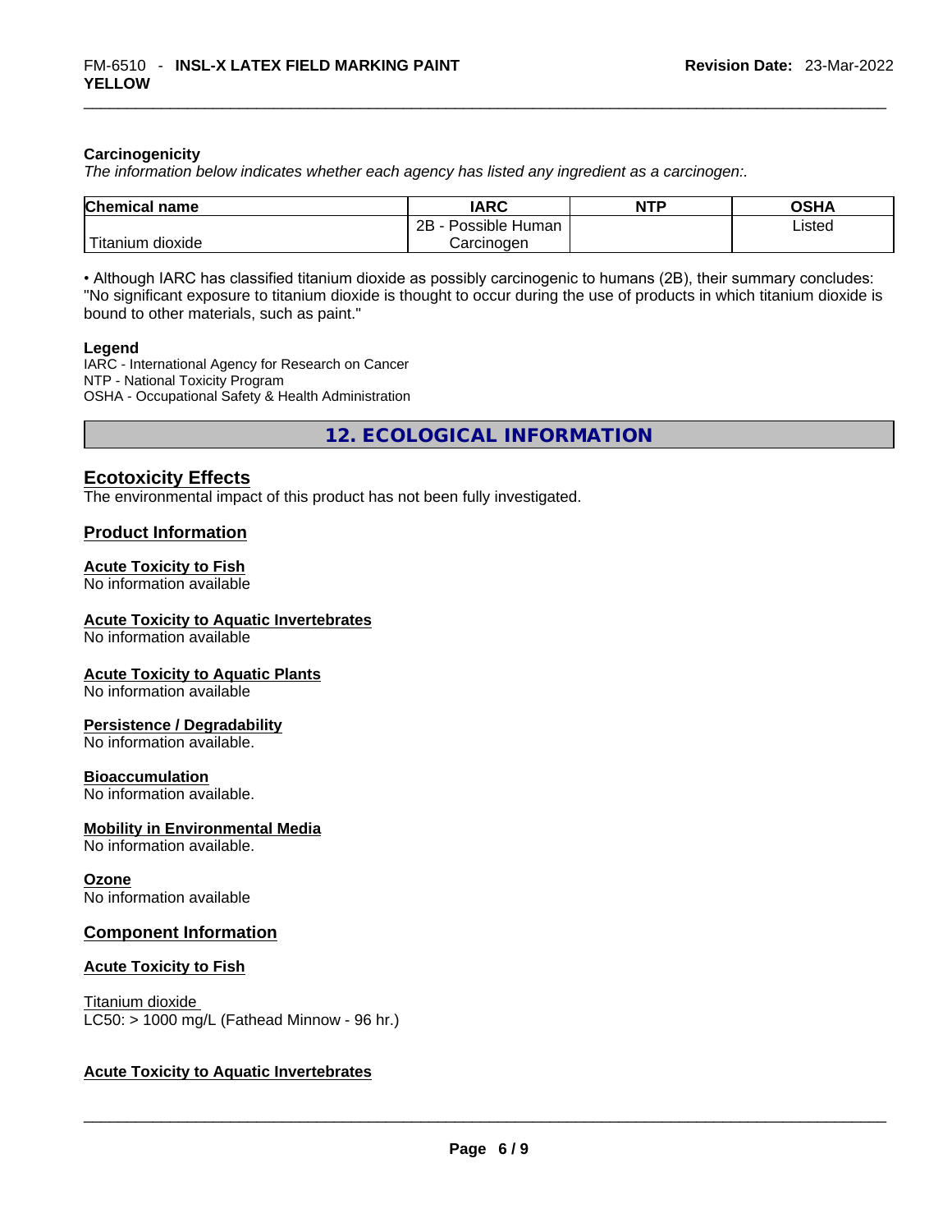### Carcinogenicity

*The information below indicates whether each agency has listed any ingredient as a carcinogen:.*

| Chemical name | IARC | NTP | OSHA |
|---|---|---|---|
| Titanium dioxide | 2B - Possible Human Carcinogen | | Listed |

• Although IARC has classified titanium dioxide as possibly carcinogenic to humans (2B), their summary concludes: "No significant exposure to titanium dioxide is thought to occur during the use of products in which titanium dioxide is bound to other materials, such as paint."

**Legend**

IARC - International Agency for Research on Cancer
NTP - National Toxicity Program
OSHA - Occupational Safety & Health Administration

## 12. ECOLOGICAL INFORMATION

### Ecotoxicity Effects

The environmental impact of this product has not been fully investigated.

### Product Information

**Acute Toxicity to Fish**

No information available

**Acute Toxicity to Aquatic Invertebrates**

No information available

**Acute Toxicity to Aquatic Plants**

No information available

**Persistence / Degradability**

No information available.

**Bioaccumulation**

No information available.

**Mobility in Environmental Media**

No information available.

**Ozone**

No information available

### Component Information

**Acute Toxicity to Fish**

Titanium dioxide
LC50: > 1000 mg/L (Fathead Minnow - 96 hr.)

**Acute Toxicity to Aquatic Invertebrates**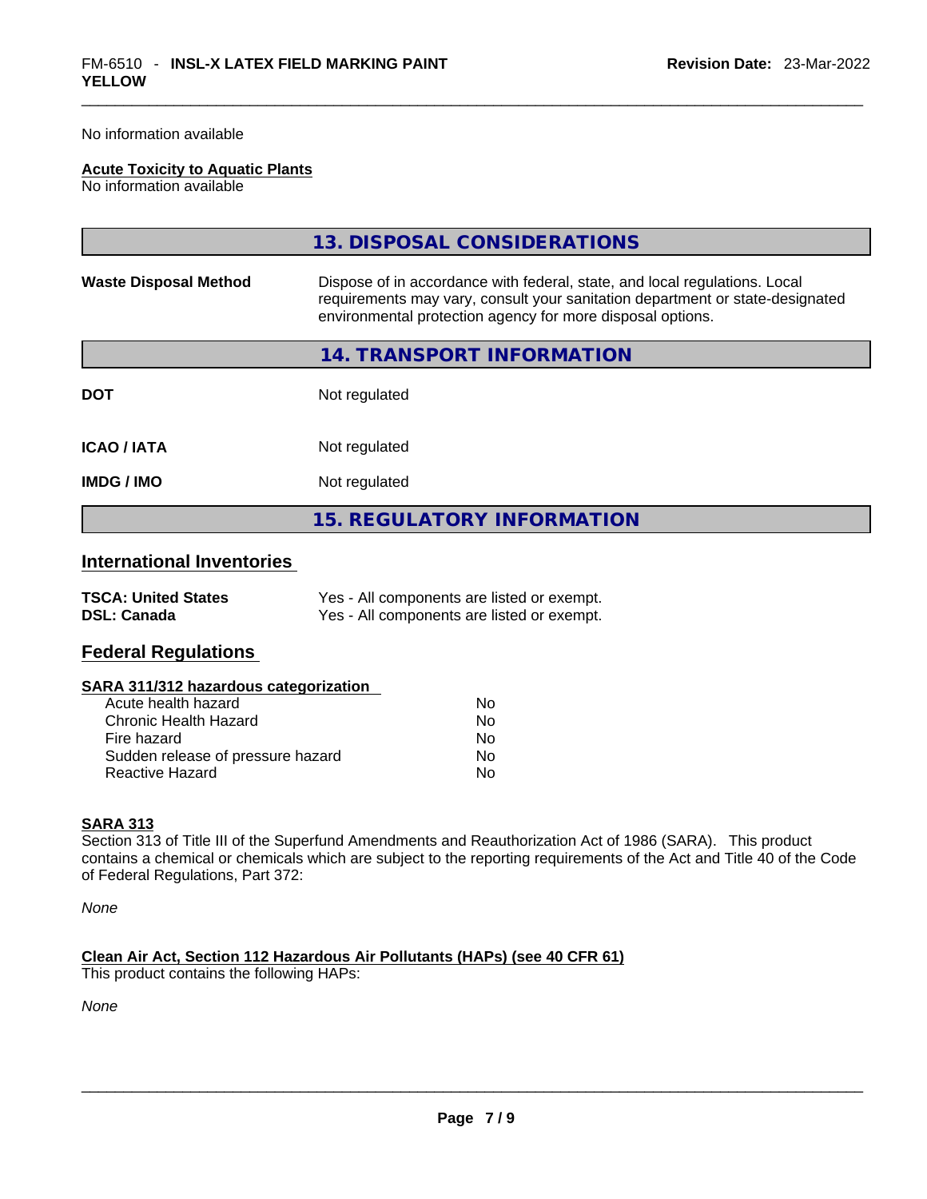No information available

**Acute Toxicity to Aquatic Plants**
No information available

## 13. DISPOSAL CONSIDERATIONS

| | |
|---|---|
| **Waste Disposal Method** | Dispose of in accordance with federal, state, and local regulations. Local requirements may vary, consult your sanitation department or state-designated environmental protection agency for more disposal options. |

## 14. TRANSPORT INFORMATION

| | |
|---|---|
| **DOT** | Not regulated |
| **ICAO / IATA** | Not regulated |
| **IMDG / IMO** | Not regulated |

## 15. REGULATORY INFORMATION

### International Inventories

| | |
|---|---|
| **TSCA: United States** | Yes - All components are listed or exempt. |
| **DSL: Canada** | Yes - All components are listed or exempt. |

### Federal Regulations

**SARA 311/312 hazardous categorization**

| | |
|---|---|
| Acute health hazard | No |
| Chronic Health Hazard | No |
| Fire hazard | No |
| Sudden release of pressure hazard | No |
| Reactive Hazard | No |

**SARA 313**
Section 313 of Title III of the Superfund Amendments and Reauthorization Act of 1986 (SARA). This product contains a chemical or chemicals which are subject to the reporting requirements of the Act and Title 40 of the Code of Federal Regulations, Part 372:

*None*

**Clean Air Act, Section 112 Hazardous Air Pollutants (HAPs) (see 40 CFR 61)**
This product contains the following HAPs:

*None*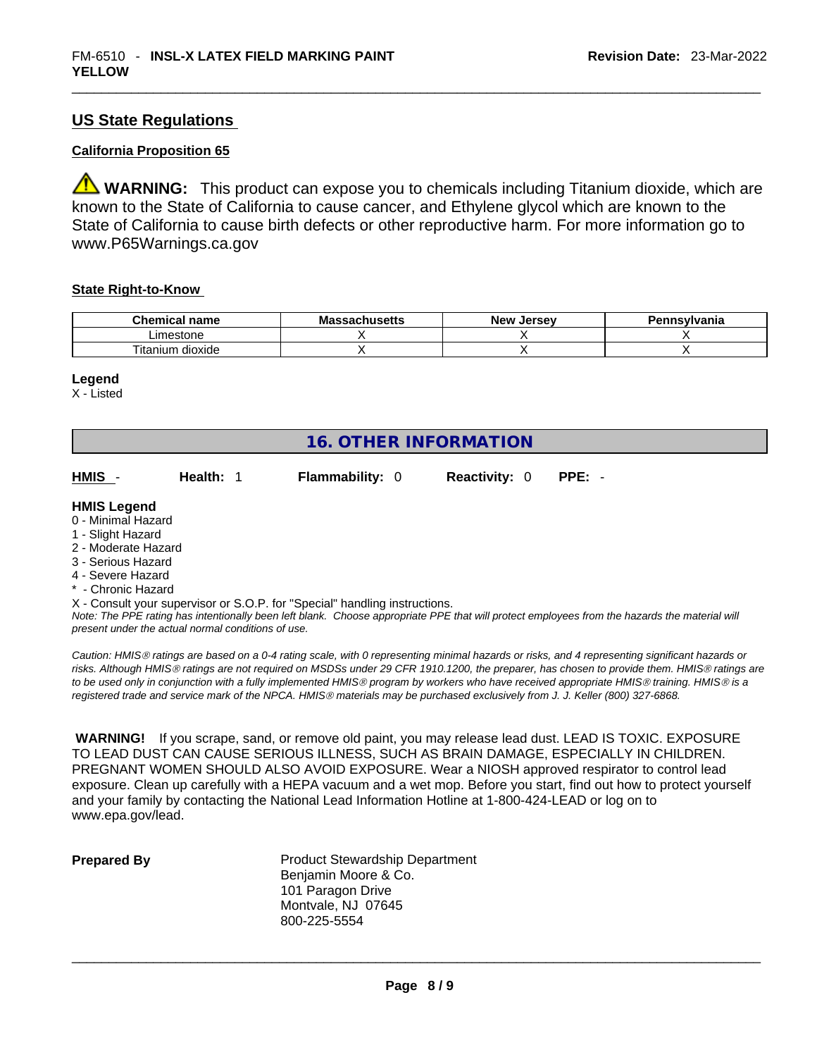## US State Regulations

### California Proposition 65

⚠ **WARNING:** This product can expose you to chemicals including Titanium dioxide, which are known to the State of California to cause cancer, and Ethylene glycol which are known to the State of California to cause birth defects or other reproductive harm. For more information go to www.P65Warnings.ca.gov

### State Right-to-Know

| Chemical name | Massachusetts | New Jersey | Pennsylvania |
|---|---|---|---|
| Limestone | X | X | X |
| Titanium dioxide | X | X | X |

**Legend**
X - Listed

## 16. OTHER INFORMATION

**HMIS** - **Health:** 1 **Flammability:** 0 **Reactivity:** 0 **PPE:** -

**HMIS Legend**
0 - Minimal Hazard
1 - Slight Hazard
2 - Moderate Hazard
3 - Serious Hazard
4 - Severe Hazard
* - Chronic Hazard
X - Consult your supervisor or S.O.P. for "Special" handling instructions.

*Note: The PPE rating has intentionally been left blank. Choose appropriate PPE that will protect employees from the hazards the material will present under the actual normal conditions of use.*

*Caution: HMIS® ratings are based on a 0-4 rating scale, with 0 representing minimal hazards or risks, and 4 representing significant hazards or risks. Although HMIS® ratings are not required on MSDSs under 29 CFR 1910.1200, the preparer, has chosen to provide them. HMIS® ratings are to be used only in conjunction with a fully implemented HMIS® program by workers who have received appropriate HMIS® training. HMIS® is a registered trade and service mark of the NPCA. HMIS® materials may be purchased exclusively from J. J. Keller (800) 327-6868.*

**WARNING!** If you scrape, sand, or remove old paint, you may release lead dust. LEAD IS TOXIC. EXPOSURE TO LEAD DUST CAN CAUSE SERIOUS ILLNESS, SUCH AS BRAIN DAMAGE, ESPECIALLY IN CHILDREN. PREGNANT WOMEN SHOULD ALSO AVOID EXPOSURE. Wear a NIOSH approved respirator to control lead exposure. Clean up carefully with a HEPA vacuum and a wet mop. Before you start, find out how to protect yourself and your family by contacting the National Lead Information Hotline at 1-800-424-LEAD or log on to www.epa.gov/lead.

**Prepared By**

Product Stewardship Department
Benjamin Moore & Co.
101 Paragon Drive
Montvale, NJ 07645
800-225-5554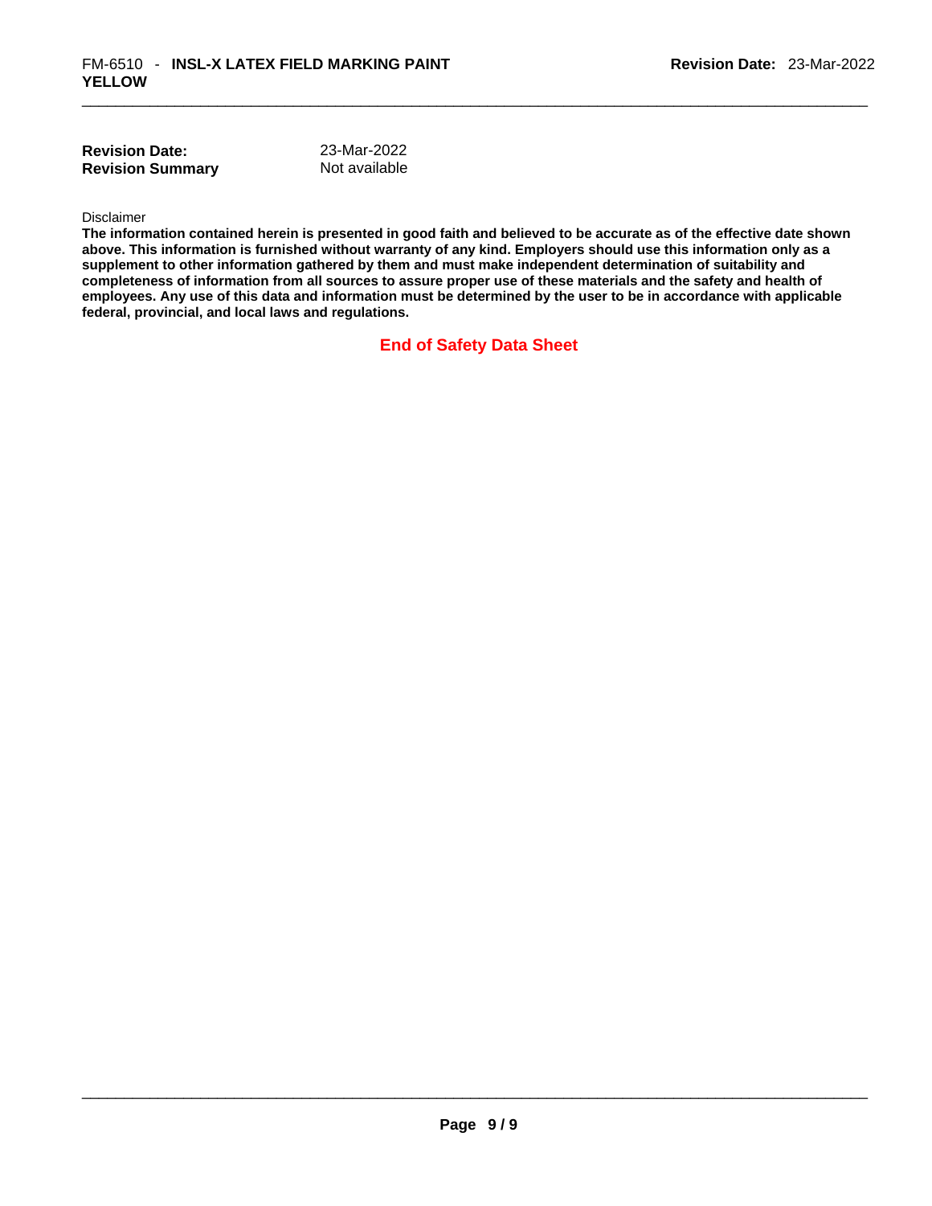| | |
|---|---|
| **Revision Date:** | 23-Mar-2022 |
| **Revision Summary** | Not available |

Disclaimer

**The information contained herein is presented in good faith and believed to be accurate as of the effective date shown above. This information is furnished without warranty of any kind. Employers should use this information only as a supplement to other information gathered by them and must make independent determination of suitability and completeness of information from all sources to assure proper use of these materials and the safety and health of employees. Any use of this data and information must be determined by the user to be in accordance with applicable federal, provincial, and local laws and regulations.**

**End of Safety Data Sheet**